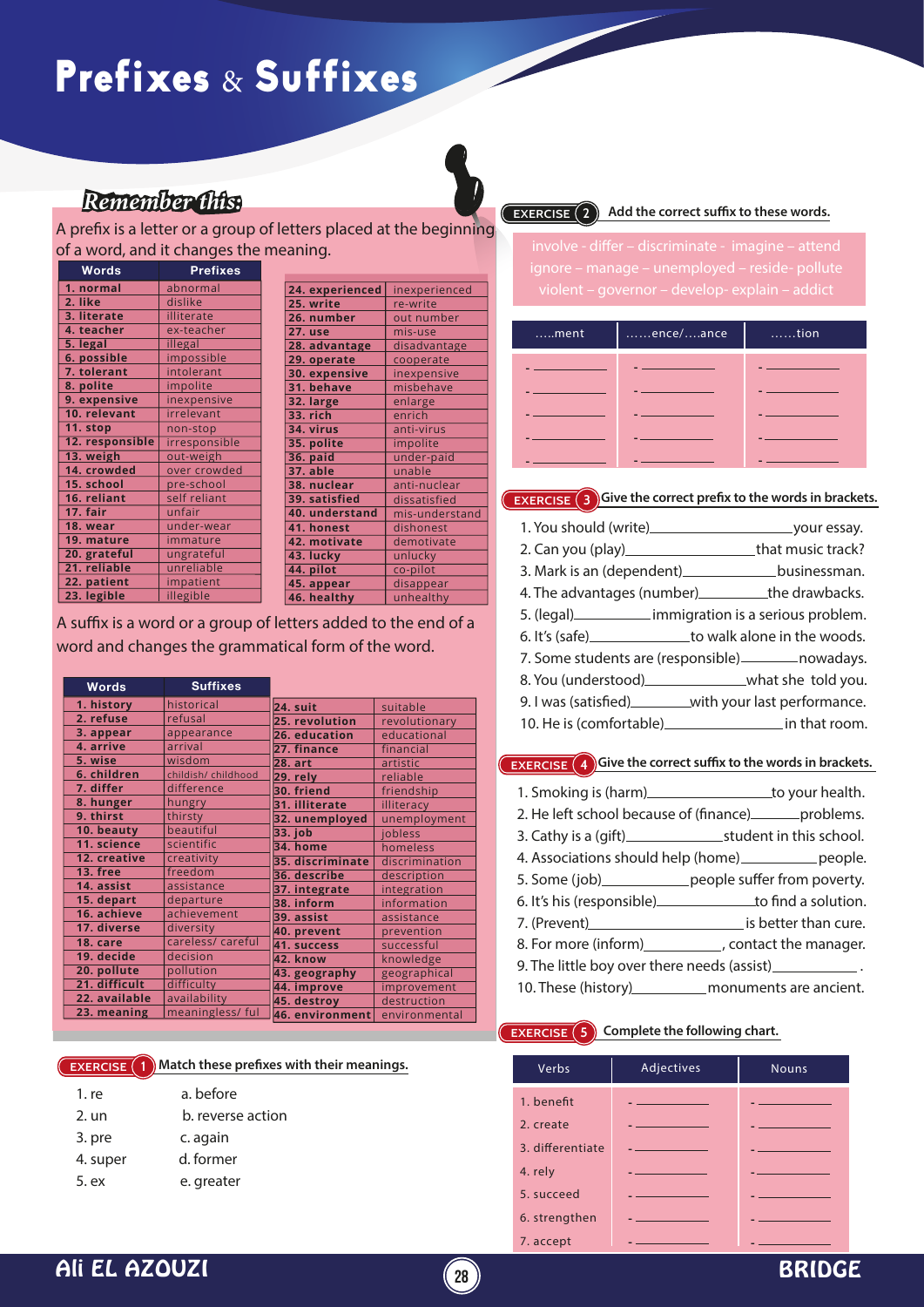# Prefixes & Suffixes

## Remember this:

A prefix is a letter or a group of letters placed at the beginning of a word, and it changes the meaning.

| Words | Prefixes |
|---|---|
| 1. normal | abnormal |
| 2. like | dislike |
| 3. literate | illiterate |
| 4. teacher | ex-teacher |
| 5. legal | illegal |
| 6. possible | impossible |
| 7. tolerant | intolerant |
| 8. polite | impolite |
| 9. expensive | inexpensive |
| 10. relevant | irrelevant |
| 11. stop | non-stop |
| 12. responsible | irresponsible |
| 13. weigh | out-weigh |
| 14. crowded | over crowded |
| 15. school | pre-school |
| 16. reliant | self reliant |
| 17. fair | unfair |
| 18. wear | under-wear |
| 19. mature | immature |
| 20. grateful | ungrateful |
| 21. reliable | unreliable |
| 22. patient | impatient |
| 23. legible | illegible |
| 24. experienced | inexperienced |
| 25. write | re-write |
| 26. number | out number |
| 27. use | mis-use |
| 28. advantage | disadvantage |
| 29. operate | cooperate |
| 30. expensive | inexpensive |
| 31. behave | misbehave |
| 32. large | enlarge |
| 33. rich | enrich |
| 34. virus | anti-virus |
| 35. polite | impolite |
| 36. paid | under-paid |
| 37. able | unable |
| 38. nuclear | anti-nuclear |
| 39. satisfied | dissatisfied |
| 40. understand | mis-understand |
| 41. honest | dishonest |
| 42. motivate | demotivate |
| 43. lucky | unlucky |
| 44. pilot | co-pilot |
| 45. appear | disappear |
| 46. healthy | unhealthy |

A suffix is a word or a group of letters added to the end of a word and changes the grammatical form of the word.

| Words | Suffixes |
|---|---|
| 1. history | historical |
| 2. refuse | refusal |
| 3. appear | appearance |
| 4. arrive | arrival |
| 5. wise | wisdom |
| 6. children | childish/ childhood |
| 7. differ | difference |
| 8. hunger | hungry |
| 9. thirst | thirsty |
| 10. beauty | beautiful |
| 11. science | scientific |
| 12. creative | creativity |
| 13. free | freedom |
| 14. assist | assistance |
| 15. depart | departure |
| 16. achieve | achievement |
| 17. diverse | diversity |
| 18. care | careless/ careful |
| 19. decide | decision |
| 20. pollute | pollution |
| 21. difficult | difficulty |
| 22. available | availability |
| 23. meaning | meaningless/ ful |
| 24. suit | suitable |
| 25. revolution | revolutionary |
| 26. education | educational |
| 27. finance | financial |
| 28. art | artistic |
| 29. rely | reliable |
| 30. friend | friendship |
| 31. illiterate | illiteracy |
| 32. unemployed | unemployment |
| 33. job | jobless |
| 34. home | homeless |
| 35. discriminate | discrimination |
| 36. describe | description |
| 37. integrate | integration |
| 38. inform | information |
| 39. assist | assistance |
| 40. prevent | prevention |
| 41. success | successful |
| 42. know | knowledge |
| 43. geography | geographical |
| 44. improve | improvement |
| 45. destroy | destruction |
| 46. environment | environmental |

### EXERCISE 1 Match these prefixes with their meanings.

| | |
|---|---|
| 1. re | a. before |
| 2. un | b. reverse action |
| 3. pre | c. again |
| 4. super | d. former |
| 5. ex | e. greater |

### EXERCISE 2 Add the correct suffix to these words.

involve - differ – discriminate - imagine – attend
ignore – manage – unemployed – reside- pollute
violent – governor – develop- explain – addict

| …..ment | ……ence/….ance | ……tion |
|---|---|---|
| - ………… | - ………… | - ………… |
| - ………… | - ………… | - ………… |
| - ………… | - ………… | - ………… |
| - ………… | - ………… | - ………… |
| - ………… | - ………… | - ………… |

### EXERCISE 3 Give the correct prefix to the words in brackets.

1. You should (write)__________________your essay.
2. Can you (play)________________that music track?
3. Mark is an (dependent)____________businessman.
4. The advantages (number)_________the drawbacks.
5. (legal)_________immigration is a serious problem.
6. It's (safe)_____________to walk alone in the woods.
7. Some students are (responsible)________nowadays.
8. You (understood)_____________what she told you.
9. I was (satisfied)________with your last performance.
10. He is (comfortable)_______________in that room.

### EXERCISE 4 Give the correct suffix to the words in brackets.

1. Smoking is (harm)________________to your health.
2. He left school because of (finance)_______problems.
3. Cathy is a (gift)___________student in this school.
4. Associations should help (home)__________people.
5. Some (job)___________people suffer from poverty.
6. It's his (responsible)____________to find a solution.
7. (Prevent)______________________is better than cure.
8. For more (inform)__________, contact the manager.
9. The little boy over there needs (assist)___________ .
10. These (history)__________monuments are ancient.

### EXERCISE 5 Complete the following chart.

| Verbs | Adjectives | Nouns |
|---|---|---|
| 1. benefit | - ………… | - ………… |
| 2. create | - ………… | - ………… |
| 3. differentiate | - ………… | - ………… |
| 4. rely | - ………… | - ………… |
| 5. succeed | - ………… | - ………… |
| 6. strengthen | - ………… | - ………… |
| 7. accept | - ………… | - ………… |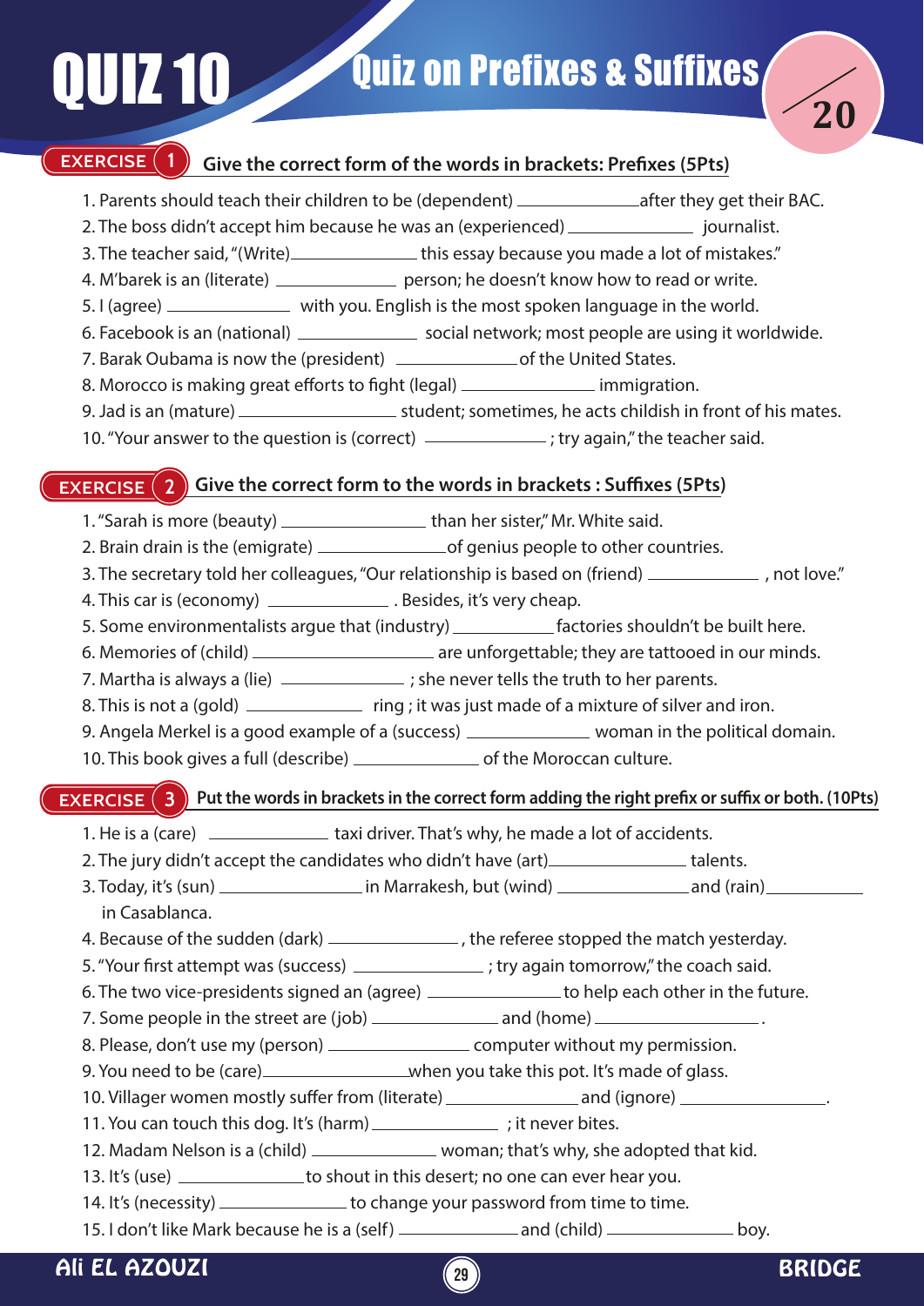# QUIZ 10 — Quiz on Prefixes & Suffixes

**/20**

## EXERCISE 1 — Give the correct form of the words in brackets: Prefixes (5Pts)

1. Parents should teach their children to be (dependent) ______________after they get their BAC.
2. The boss didn't accept him because he was an (experienced) ______________ journalist.
3. The teacher said, "(Write)______________ this essay because you made a lot of mistakes."
4. M'barek is an (literate) ______________ person; he doesn't know how to read or write.
5. I (agree) ______________ with you. English is the most spoken language in the world.
6. Facebook is an (national) ______________ social network; most people are using it worldwide.
7. Barak Oubama is now the (president) ______________of the United States.
8. Morocco is making great efforts to fight (legal) ______________ immigration.
9. Jad is an (mature) ________________ student; sometimes, he acts childish in front of his mates.
10. "Your answer to the question is (correct) ______________ ; try again," the teacher said.

## EXERCISE 2 — Give the correct form to the words in brackets : Suffixes (5Pts)

1. "Sarah is more (beauty) ________________ than her sister," Mr. White said.
2. Brain drain is the (emigrate) ______________of genius people to other countries.
3. The secretary told her colleagues, "Our relationship is based on (friend) ______________ , not love."
4. This car is (economy) ______________ . Besides, it's very cheap.
5. Some environmentalists argue that (industry) ____________ factories shouldn't be built here.
6. Memories of (child) ____________________ are unforgettable; they are tattooed in our minds.
7. Martha is always a (lie) ______________ ; she never tells the truth to her parents.
8. This is not a (gold) ______________ ring ; it was just made of a mixture of silver and iron.
9. Angela Merkel is a good example of a (success) ______________ woman in the political domain.
10. This book gives a full (describe) ______________ of the Moroccan culture.

## EXERCISE 3 — Put the words in brackets in the correct form adding the right prefix or suffix or both. (10Pts)

1. He is a (care) ______________ taxi driver. That's why, he made a lot of accidents.
2. The jury didn't accept the candidates who didn't have (art)________________ talents.
3. Today, it's (sun) ________________ in Marrakesh, but (wind) ______________ and (rain)____________ in Casablanca.
4. Because of the sudden (dark) ______________ , the referee stopped the match yesterday.
5. "Your first attempt was (success) ______________ ; try again tomorrow," the coach said.
6. The two vice-presidents signed an (agree) ______________ to help each other in the future.
7. Some people in the street are (job) ______________ and (home) __________________ .
8. Please, don't use my (person) ______________ computer without my permission.
9. You need to be (care)________________when you take this pot. It's made of glass.
10. Villager women mostly suffer from (literate) ______________ and (ignore) ________________.
11. You can touch this dog. It's (harm) ______________ ; it never bites.
12. Madam Nelson is a (child) ______________ woman; that's why, she adopted that kid.
13. It's (use) ______________to shout in this desert; no one can ever hear you.
14. It's (necessity) ______________ to change your password from time to time.
15. I don't like Mark because he is a (self) ______________ and (child) ______________ boy.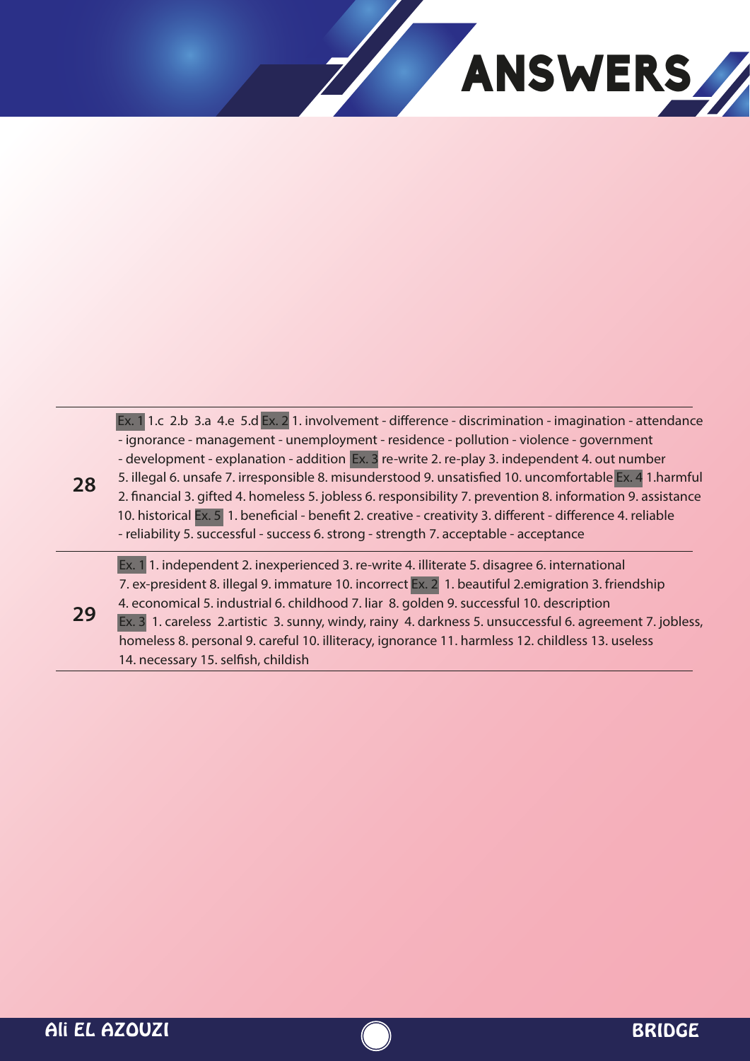# ANSWERS

| | |
|---|---|
| 28 | Ex. 1 1.c 2.b 3.a 4.e 5.d Ex. 2 1. involvement - difference - discrimination - imagination - attendance - ignorance - management - unemployment - residence - pollution - violence - government - development - explanation - addition Ex. 3 re-write 2. re-play 3. independent 4. out number 5. illegal 6. unsafe 7. irresponsible 8. misunderstood 9. unsatisfied 10. uncomfortable Ex. 4 1.harmful 2. financial 3. gifted 4. homeless 5. jobless 6. responsibility 7. prevention 8. information 9. assistance 10. historical Ex. 5 1. beneficial - benefit 2. creative - creativity 3. different - difference 4. reliable - reliability 5. successful - success 6. strong - strength 7. acceptable - acceptance |
| 29 | Ex. 1 1. independent 2. inexperienced 3. re-write 4. illiterate 5. disagree 6. international 7. ex-president 8. illegal 9. immature 10. incorrect Ex. 2 1. beautiful 2.emigration 3. friendship 4. economical 5. industrial 6. childhood 7. liar 8. golden 9. successful 10. description Ex. 3 1. careless 2.artistic 3. sunny, windy, rainy 4. darkness 5. unsuccessful 6. agreement 7. jobless, homeless 8. personal 9. careful 10. illiteracy, ignorance 11. harmless 12. childless 13. useless 14. necessary 15. selfish, childish |